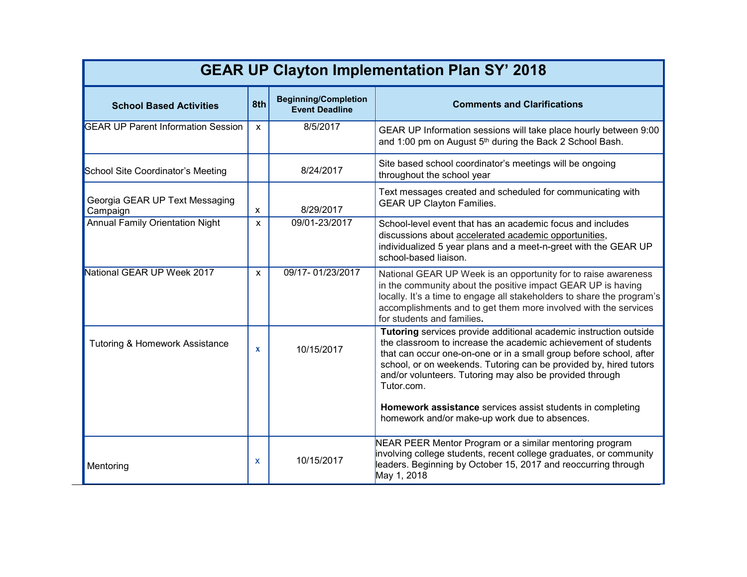# GEAR UP Clayton Implementation Plan SY' 2018

| School Based Activities | 8th | Beginning/Completion Event Deadline | Comments and Clarifications |
|---|---|---|---|
| GEAR UP Parent Information Session | x | 8/5/2017 | GEAR UP Information sessions will take place hourly between 9:00 and 1:00 pm on August 5th during the Back 2 School Bash. |
| School Site Coordinator's Meeting | | 8/24/2017 | Site based school coordinator's meetings will be ongoing throughout the school year |
| Georgia GEAR UP Text Messaging Campaign | x | 8/29/2017 | Text messages created and scheduled for communicating with GEAR UP Clayton Families. |
| Annual Family Orientation Night | x | 09/01-23/2017 | School-level event that has an academic focus and includes discussions about accelerated academic opportunities, individualized 5 year plans and a meet-n-greet with the GEAR UP school-based liaison. |
| National GEAR UP Week 2017 | x | 09/17- 01/23/2017 | National GEAR UP Week is an opportunity for to raise awareness in the community about the positive impact GEAR UP is having locally. It's a time to engage all stakeholders to share the program's accomplishments and to get them more involved with the services for students and families. |
| Tutoring & Homework Assistance | x | 10/15/2017 | **Tutoring** services provide additional academic instruction outside the classroom to increase the academic achievement of students that can occur one-on-one or in a small group before school, after school, or on weekends. Tutoring can be provided by, hired tutors and/or volunteers. Tutoring may also be provided through Tutor.com. **Homework assistance** services assist students in completing homework and/or make-up work due to absences. |
| Mentoring | x | 10/15/2017 | NEAR PEER Mentor Program or a similar mentoring program involving college students, recent college graduates, or community leaders. Beginning by October 15, 2017 and reoccurring through May 1, 2018 |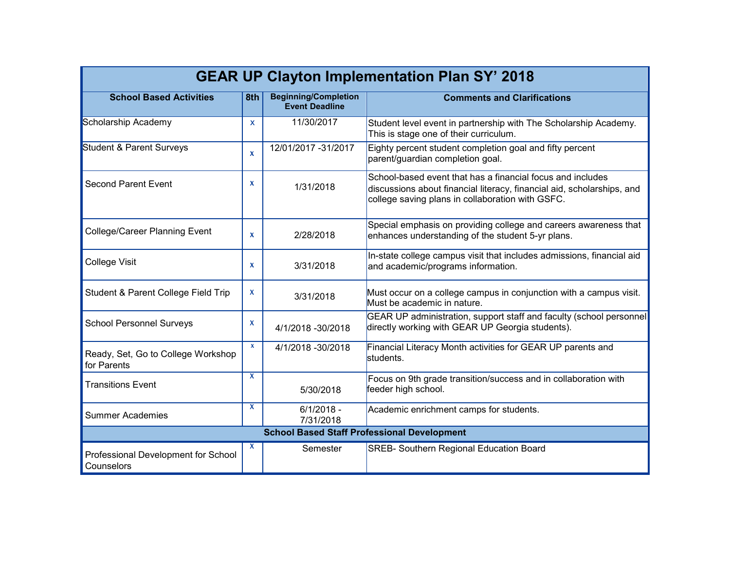# GEAR UP Clayton Implementation Plan SY' 2018

| School Based Activities | 8th | Beginning/Completion Event Deadline | Comments and Clarifications |
|---|---|---|---|
| Scholarship Academy | x | 11/30/2017 | Student level event in partnership with The Scholarship Academy. This is stage one of their curriculum. |
| Student & Parent Surveys | x | 12/01/2017 -31/2017 | Eighty percent student completion goal and fifty percent parent/guardian completion goal. |
| Second Parent Event | x | 1/31/2018 | School-based event that has a financial focus and includes discussions about financial literacy, financial aid, scholarships, and college saving plans in collaboration with GSFC. |
| College/Career Planning Event | x | 2/28/2018 | Special emphasis on providing college and careers awareness that enhances understanding of the student 5-yr plans. |
| College Visit | x | 3/31/2018 | In-state college campus visit that includes admissions, financial aid and academic/programs information. |
| Student & Parent College Field Trip | x | 3/31/2018 | Must occur on a college campus in conjunction with a campus visit. Must be academic in nature. |
| School Personnel Surveys | x | 4/1/2018 -30/2018 | GEAR UP administration, support staff and faculty (school personnel directly working with GEAR UP Georgia students). |
| Ready, Set, Go to College Workshop for Parents | x | 4/1/2018 -30/2018 | Financial Literacy Month activities for GEAR UP parents and students. |
| Transitions Event | X | 5/30/2018 | Focus on 9th grade transition/success and in collaboration with feeder high school. |
| Summer Academies | X | 6/1/2018 - 7/31/2018 | Academic enrichment camps for students. |
| **School Based Staff Professional Development** | | | |
| Professional Development for School Counselors | X | Semester | SREB- Southern Regional Education Board |